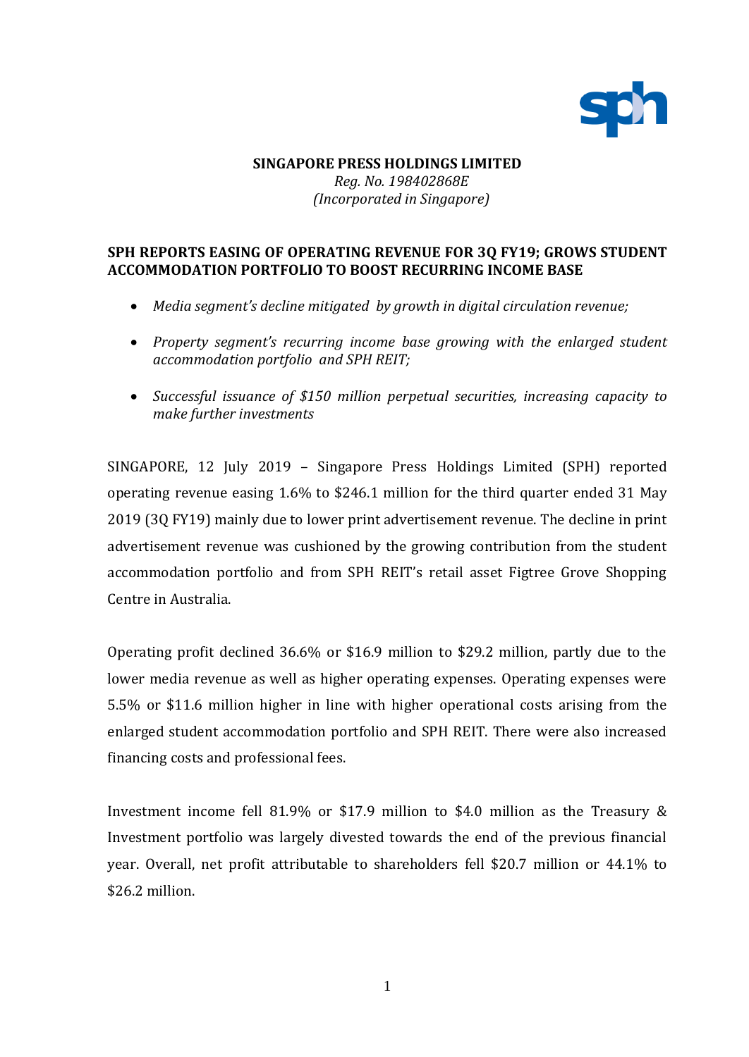**SINGAPORE PRESS HOLDINGS LIMITED**
*Reg. No. 198402868E*
*(Incorporated in Singapore)*

**SPH REPORTS EASING OF OPERATING REVENUE FOR 3Q FY19; GROWS STUDENT ACCOMMODATION PORTFOLIO TO BOOST RECURRING INCOME BASE**

- *Media segment's decline mitigated by growth in digital circulation revenue;*
- *Property segment's recurring income base growing with the enlarged student accommodation portfolio and SPH REIT;*
- *Successful issuance of $150 million perpetual securities, increasing capacity to make further investments*

SINGAPORE, 12 July 2019 – Singapore Press Holdings Limited (SPH) reported operating revenue easing 1.6% to $246.1 million for the third quarter ended 31 May 2019 (3Q FY19) mainly due to lower print advertisement revenue. The decline in print advertisement revenue was cushioned by the growing contribution from the student accommodation portfolio and from SPH REIT's retail asset Figtree Grove Shopping Centre in Australia.

Operating profit declined 36.6% or $16.9 million to $29.2 million, partly due to the lower media revenue as well as higher operating expenses. Operating expenses were 5.5% or $11.6 million higher in line with higher operational costs arising from the enlarged student accommodation portfolio and SPH REIT. There were also increased financing costs and professional fees.

Investment income fell 81.9% or $17.9 million to $4.0 million as the Treasury & Investment portfolio was largely divested towards the end of the previous financial year. Overall, net profit attributable to shareholders fell $20.7 million or 44.1% to $26.2 million.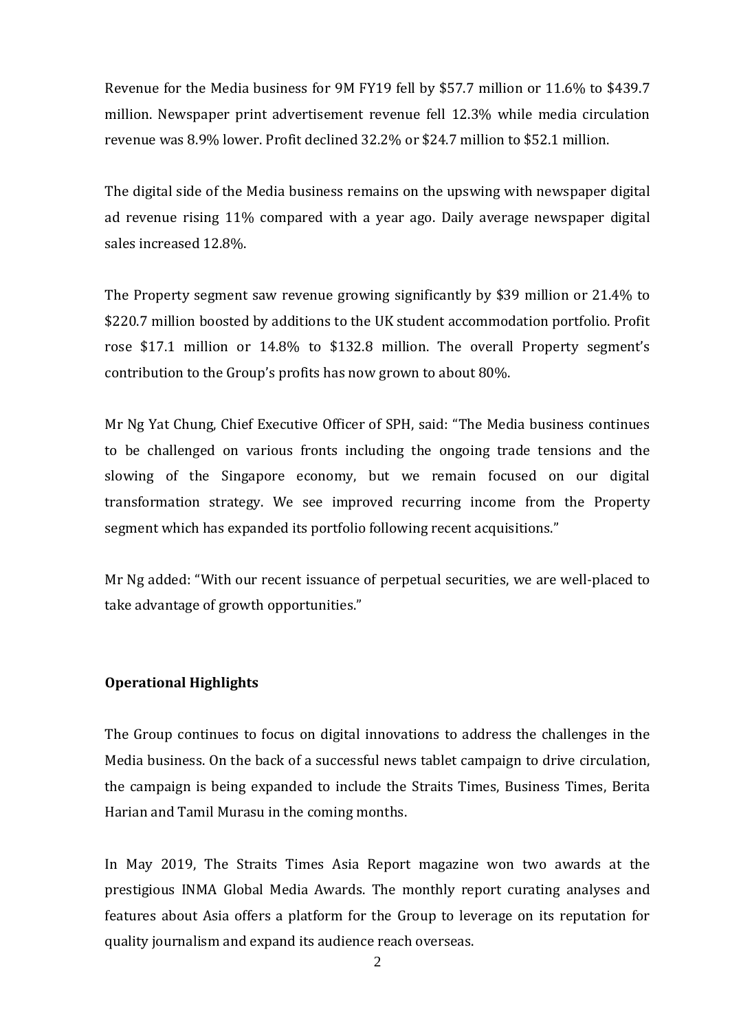Revenue for the Media business for 9M FY19 fell by $57.7 million or 11.6% to $439.7 million. Newspaper print advertisement revenue fell 12.3% while media circulation revenue was 8.9% lower. Profit declined 32.2% or $24.7 million to $52.1 million.

The digital side of the Media business remains on the upswing with newspaper digital ad revenue rising 11% compared with a year ago. Daily average newspaper digital sales increased 12.8%.

The Property segment saw revenue growing significantly by $39 million or 21.4% to $220.7 million boosted by additions to the UK student accommodation portfolio. Profit rose $17.1 million or 14.8% to $132.8 million. The overall Property segment's contribution to the Group's profits has now grown to about 80%.

Mr Ng Yat Chung, Chief Executive Officer of SPH, said: "The Media business continues to be challenged on various fronts including the ongoing trade tensions and the slowing of the Singapore economy, but we remain focused on our digital transformation strategy. We see improved recurring income from the Property segment which has expanded its portfolio following recent acquisitions."

Mr Ng added: "With our recent issuance of perpetual securities, we are well-placed to take advantage of growth opportunities."

**Operational Highlights**

The Group continues to focus on digital innovations to address the challenges in the Media business. On the back of a successful news tablet campaign to drive circulation, the campaign is being expanded to include the Straits Times, Business Times, Berita Harian and Tamil Murasu in the coming months.

In May 2019, The Straits Times Asia Report magazine won two awards at the prestigious INMA Global Media Awards. The monthly report curating analyses and features about Asia offers a platform for the Group to leverage on its reputation for quality journalism and expand its audience reach overseas.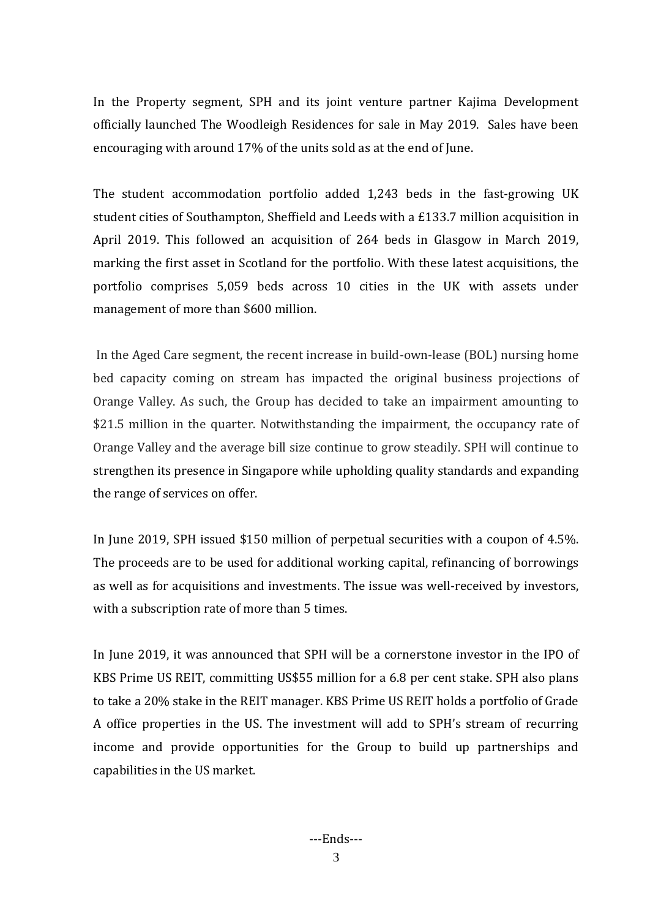In the Property segment, SPH and its joint venture partner Kajima Development officially launched The Woodleigh Residences for sale in May 2019. Sales have been encouraging with around 17% of the units sold as at the end of June.

The student accommodation portfolio added 1,243 beds in the fast-growing UK student cities of Southampton, Sheffield and Leeds with a £133.7 million acquisition in April 2019. This followed an acquisition of 264 beds in Glasgow in March 2019, marking the first asset in Scotland for the portfolio. With these latest acquisitions, the portfolio comprises 5,059 beds across 10 cities in the UK with assets under management of more than $600 million.

In the Aged Care segment, the recent increase in build-own-lease (BOL) nursing home bed capacity coming on stream has impacted the original business projections of Orange Valley. As such, the Group has decided to take an impairment amounting to $21.5 million in the quarter. Notwithstanding the impairment, the occupancy rate of Orange Valley and the average bill size continue to grow steadily. SPH will continue to strengthen its presence in Singapore while upholding quality standards and expanding the range of services on offer.

In June 2019, SPH issued $150 million of perpetual securities with a coupon of 4.5%. The proceeds are to be used for additional working capital, refinancing of borrowings as well as for acquisitions and investments. The issue was well-received by investors, with a subscription rate of more than 5 times.

In June 2019, it was announced that SPH will be a cornerstone investor in the IPO of KBS Prime US REIT, committing US$55 million for a 6.8 per cent stake. SPH also plans to take a 20% stake in the REIT manager. KBS Prime US REIT holds a portfolio of Grade A office properties in the US. The investment will add to SPH's stream of recurring income and provide opportunities for the Group to build up partnerships and capabilities in the US market.

---Ends---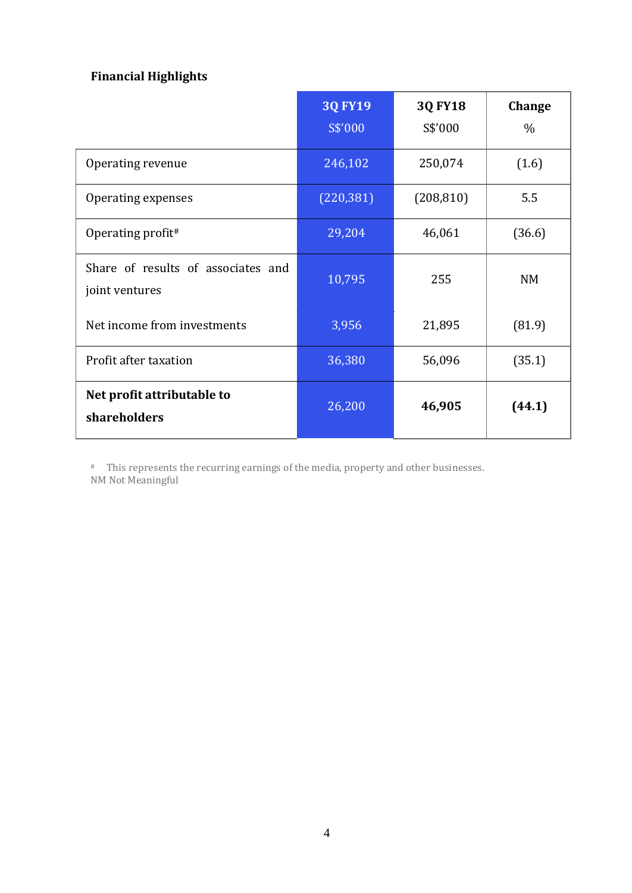**Financial Highlights**

| | 3Q FY19<br>S$'000 | 3Q FY18<br>S$'000 | Change<br>% |
|---|---|---|---|
| Operating revenue | 246,102 | 250,074 | (1.6) |
| Operating expenses | (220,381) | (208,810) | 5.5 |
| Operating profit# | 29,204 | 46,061 | (36.6) |
| Share of results of associates and joint ventures | 10,795 | 255 | NM |
| Net income from investments | 3,956 | 21,895 | (81.9) |
| Profit after taxation | 36,380 | 56,096 | (35.1) |
| **Net profit attributable to shareholders** | 26,200 | **46,905** | **(44.1)** |

# This represents the recurring earnings of the media, property and other businesses.
NM Not Meaningful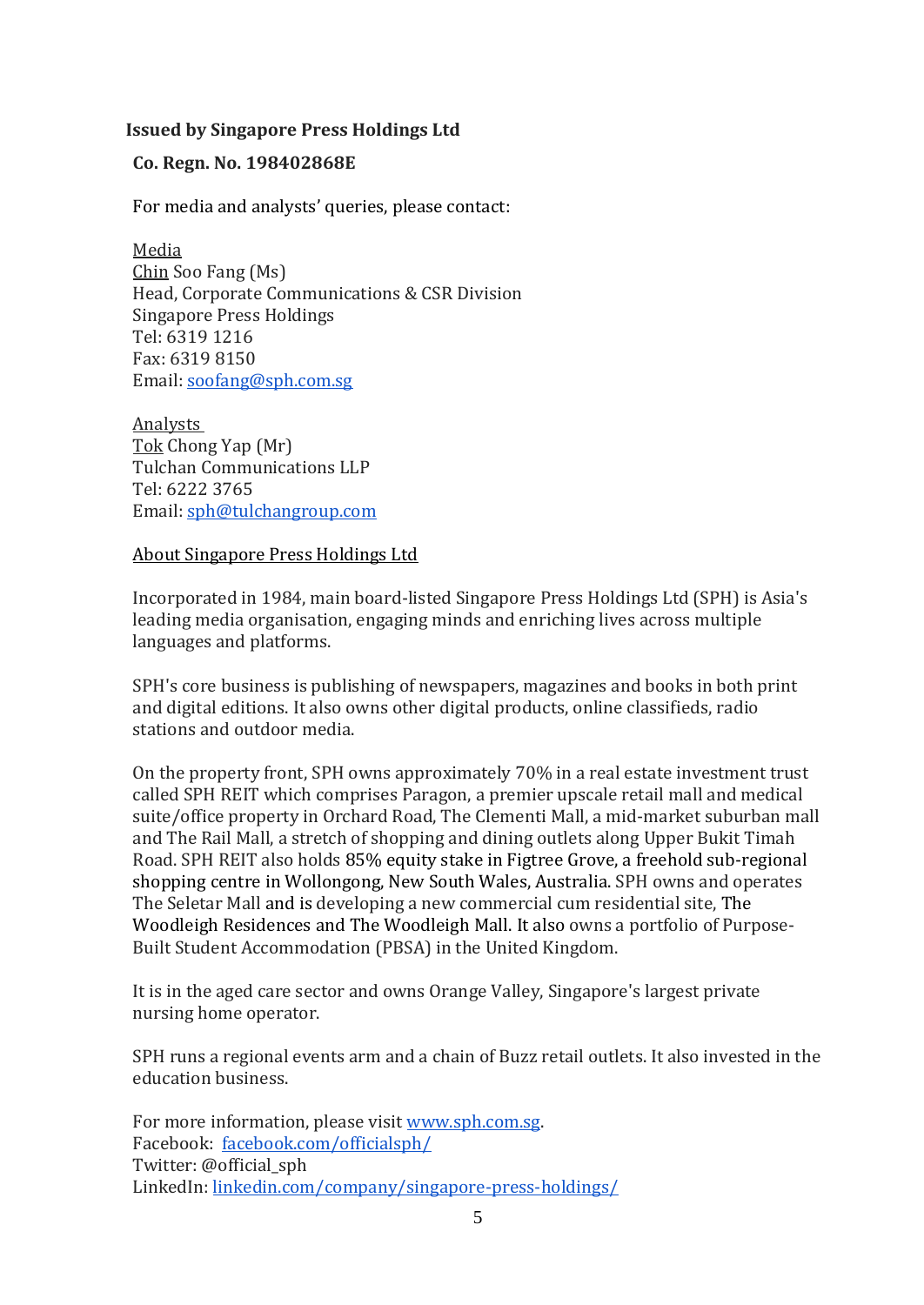**Issued by Singapore Press Holdings Ltd**

**Co. Regn. No. 198402868E**

For media and analysts' queries, please contact:

Media
Chin Soo Fang (Ms)
Head, Corporate Communications & CSR Division
Singapore Press Holdings
Tel: 6319 1216
Fax: 6319 8150
Email: soofang@sph.com.sg

Analysts
Tok Chong Yap (Mr)
Tulchan Communications LLP
Tel: 6222 3765
Email: sph@tulchangroup.com

About Singapore Press Holdings Ltd

Incorporated in 1984, main board-listed Singapore Press Holdings Ltd (SPH) is Asia's leading media organisation, engaging minds and enriching lives across multiple languages and platforms.

SPH's core business is publishing of newspapers, magazines and books in both print and digital editions. It also owns other digital products, online classifieds, radio stations and outdoor media.

On the property front, SPH owns approximately 70% in a real estate investment trust called SPH REIT which comprises Paragon, a premier upscale retail mall and medical suite/office property in Orchard Road, The Clementi Mall, a mid-market suburban mall and The Rail Mall, a stretch of shopping and dining outlets along Upper Bukit Timah Road. SPH REIT also holds 85% equity stake in Figtree Grove, a freehold sub-regional shopping centre in Wollongong, New South Wales, Australia. SPH owns and operates The Seletar Mall and is developing a new commercial cum residential site, The Woodleigh Residences and The Woodleigh Mall. It also owns a portfolio of Purpose-Built Student Accommodation (PBSA) in the United Kingdom.

It is in the aged care sector and owns Orange Valley, Singapore's largest private nursing home operator.

SPH runs a regional events arm and a chain of Buzz retail outlets. It also invested in the education business.

For more information, please visit www.sph.com.sg.
Facebook: facebook.com/officialsph/
Twitter: @official_sph
LinkedIn: linkedin.com/company/singapore-press-holdings/